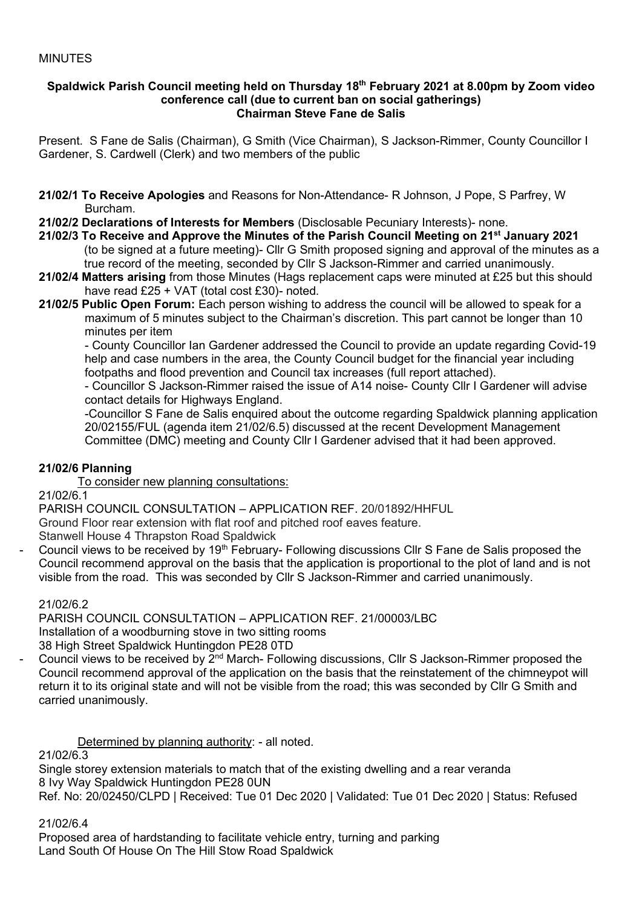MINUTES

**Spaldwick Parish Council meeting held on Thursday 18th February 2021 at 8.00pm by Zoom video conference call (due to current ban on social gatherings)**
**Chairman Steve Fane de Salis**

Present. S Fane de Salis (Chairman), G Smith (Vice Chairman), S Jackson-Rimmer, County Councillor I Gardener, S. Cardwell (Clerk) and two members of the public

- **21/02/1 To Receive Apologies** and Reasons for Non-Attendance- R Johnson, J Pope, S Parfrey, W Burcham.
- **21/02/2 Declarations of Interests for Members** (Disclosable Pecuniary Interests)- none.
- **21/02/3 To Receive and Approve the Minutes of the Parish Council Meeting on 21st January 2021** (to be signed at a future meeting)- Cllr G Smith proposed signing and approval of the minutes as a true record of the meeting, seconded by Cllr S Jackson-Rimmer and carried unanimously.
- **21/02/4 Matters arising** from those Minutes (Hags replacement caps were minuted at £25 but this should have read £25 + VAT (total cost £30)- noted.
- **21/02/5 Public Open Forum:** Each person wishing to address the council will be allowed to speak for a maximum of 5 minutes subject to the Chairman's discretion. This part cannot be longer than 10 minutes per item

  - County Councillor Ian Gardener addressed the Council to provide an update regarding Covid-19 help and case numbers in the area, the County Council budget for the financial year including footpaths and flood prevention and Council tax increases (full report attached).

  - Councillor S Jackson-Rimmer raised the issue of A14 noise- County Cllr I Gardener will advise contact details for Highways England.

  -Councillor S Fane de Salis enquired about the outcome regarding Spaldwick planning application 20/02155/FUL (agenda item 21/02/6.5) discussed at the recent Development Management Committee (DMC) meeting and County Cllr I Gardener advised that it had been approved.

**21/02/6 Planning**

To consider new planning consultations:

21/02/6.1

PARISH COUNCIL CONSULTATION – APPLICATION REF. 20/01892/HHFUL
Ground Floor rear extension with flat roof and pitched roof eaves feature.
Stanwell House 4 Thrapston Road Spaldwick

- Council views to be received by 19th February- Following discussions Cllr S Fane de Salis proposed the Council recommend approval on the basis that the application is proportional to the plot of land and is not visible from the road. This was seconded by Cllr S Jackson-Rimmer and carried unanimously.

21/02/6.2

PARISH COUNCIL CONSULTATION – APPLICATION REF. 21/00003/LBC
Installation of a woodburning stove in two sitting rooms
38 High Street Spaldwick Huntingdon PE28 0TD

- Council views to be received by 2nd March- Following discussions, Cllr S Jackson-Rimmer proposed the Council recommend approval of the application on the basis that the reinstatement of the chimneypot will return it to its original state and will not be visible from the road; this was seconded by Cllr G Smith and carried unanimously.

Determined by planning authority: - all noted.

21/02/6.3

Single storey extension materials to match that of the existing dwelling and a rear veranda
8 Ivy Way Spaldwick Huntingdon PE28 0UN
Ref. No: 20/02450/CLPD | Received: Tue 01 Dec 2020 | Validated: Tue 01 Dec 2020 | Status: Refused

21/02/6.4

Proposed area of hardstanding to facilitate vehicle entry, turning and parking
Land South Of House On The Hill Stow Road Spaldwick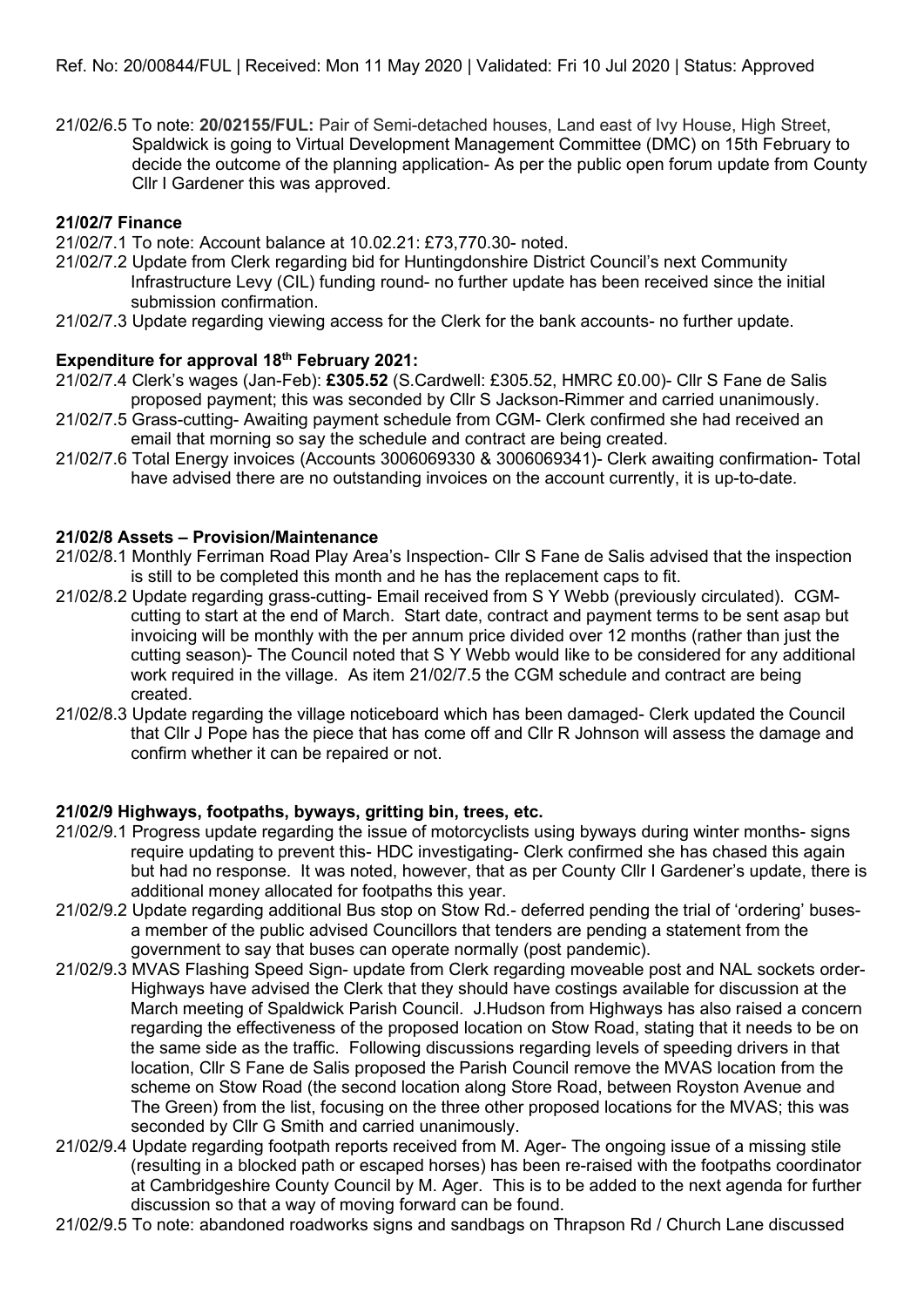21/02/6.5 To note: **20/02155/FUL:** Pair of Semi-detached houses, Land east of Ivy House, High Street, Spaldwick is going to Virtual Development Management Committee (DMC) on 15th February to decide the outcome of the planning application- As per the public open forum update from County Cllr I Gardener this was approved.

### 21/02/7 Finance

21/02/7.1 To note: Account balance at 10.02.21: £73,770.30- noted.

21/02/7.2 Update from Clerk regarding bid for Huntingdonshire District Council's next Community Infrastructure Levy (CIL) funding round- no further update has been received since the initial submission confirmation.

21/02/7.3 Update regarding viewing access for the Clerk for the bank accounts- no further update.

### Expenditure for approval 18th February 2021:

21/02/7.4 Clerk's wages (Jan-Feb): **£305.52** (S.Cardwell: £305.52, HMRC £0.00)- Cllr S Fane de Salis proposed payment; this was seconded by Cllr S Jackson-Rimmer and carried unanimously.

21/02/7.5 Grass-cutting- Awaiting payment schedule from CGM- Clerk confirmed she had received an email that morning so say the schedule and contract are being created.

21/02/7.6 Total Energy invoices (Accounts 3006069330 & 3006069341)- Clerk awaiting confirmation- Total have advised there are no outstanding invoices on the account currently, it is up-to-date.

### 21/02/8 Assets – Provision/Maintenance

21/02/8.1 Monthly Ferriman Road Play Area's Inspection- Cllr S Fane de Salis advised that the inspection is still to be completed this month and he has the replacement caps to fit.

21/02/8.2 Update regarding grass-cutting- Email received from S Y Webb (previously circulated). CGM- cutting to start at the end of March. Start date, contract and payment terms to be sent asap but invoicing will be monthly with the per annum price divided over 12 months (rather than just the cutting season)- The Council noted that S Y Webb would like to be considered for any additional work required in the village. As item 21/02/7.5 the CGM schedule and contract are being created.

21/02/8.3 Update regarding the village noticeboard which has been damaged- Clerk updated the Council that Cllr J Pope has the piece that has come off and Cllr R Johnson will assess the damage and confirm whether it can be repaired or not.

### 21/02/9 Highways, footpaths, byways, gritting bin, trees, etc.

21/02/9.1 Progress update regarding the issue of motorcyclists using byways during winter months- signs require updating to prevent this- HDC investigating- Clerk confirmed she has chased this again but had no response. It was noted, however, that as per County Cllr I Gardener's update, there is additional money allocated for footpaths this year.

21/02/9.2 Update regarding additional Bus stop on Stow Rd.- deferred pending the trial of 'ordering' buses- a member of the public advised Councillors that tenders are pending a statement from the government to say that buses can operate normally (post pandemic).

21/02/9.3 MVAS Flashing Speed Sign- update from Clerk regarding moveable post and NAL sockets order- Highways have advised the Clerk that they should have costings available for discussion at the March meeting of Spaldwick Parish Council. J.Hudson from Highways has also raised a concern regarding the effectiveness of the proposed location on Stow Road, stating that it needs to be on the same side as the traffic. Following discussions regarding levels of speeding drivers in that location, Cllr S Fane de Salis proposed the Parish Council remove the MVAS location from the scheme on Stow Road (the second location along Store Road, between Royston Avenue and The Green) from the list, focusing on the three other proposed locations for the MVAS; this was seconded by Cllr G Smith and carried unanimously.

21/02/9.4 Update regarding footpath reports received from M. Ager- The ongoing issue of a missing stile (resulting in a blocked path or escaped horses) has been re-raised with the footpaths coordinator at Cambridgeshire County Council by M. Ager. This is to be added to the next agenda for further discussion so that a way of moving forward can be found.

21/02/9.5 To note: abandoned roadworks signs and sandbags on Thrapson Rd / Church Lane discussed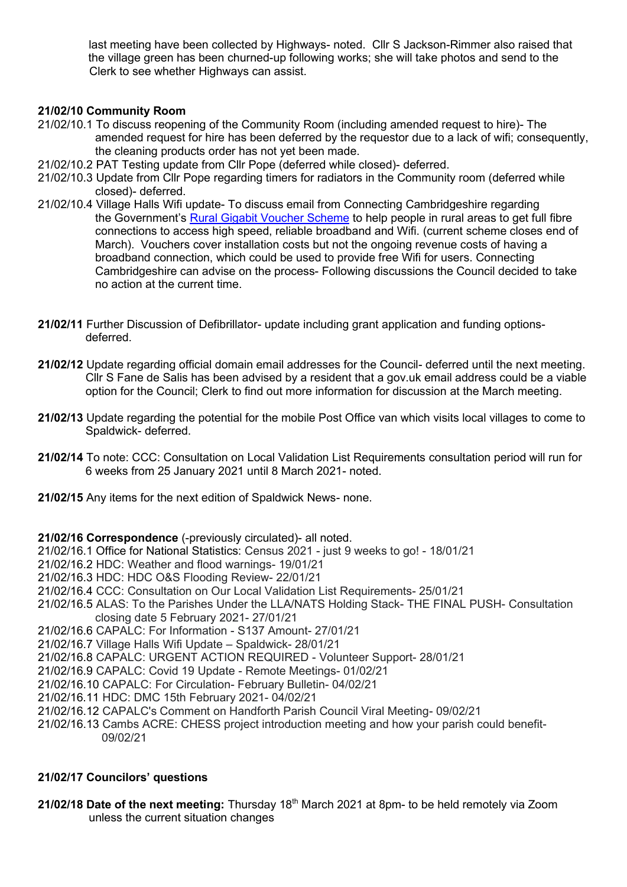last meeting have been collected by Highways- noted. Cllr S Jackson-Rimmer also raised that the village green has been churned-up following works; she will take photos and send to the Clerk to see whether Highways can assist.

**21/02/10 Community Room**

21/02/10.1 To discuss reopening of the Community Room (including amended request to hire)- The amended request for hire has been deferred by the requestor due to a lack of wifi; consequently, the cleaning products order has not yet been made.

21/02/10.2 PAT Testing update from Cllr Pope (deferred while closed)- deferred.

21/02/10.3 Update from Cllr Pope regarding timers for radiators in the Community room (deferred while closed)- deferred.

21/02/10.4 Village Halls Wifi update- To discuss email from Connecting Cambridgeshire regarding the Government's Rural Gigabit Voucher Scheme to help people in rural areas to get full fibre connections to access high speed, reliable broadband and Wifi. (current scheme closes end of March). Vouchers cover installation costs but not the ongoing revenue costs of having a broadband connection, which could be used to provide free Wifi for users. Connecting Cambridgeshire can advise on the process- Following discussions the Council decided to take no action at the current time.

**21/02/11** Further Discussion of Defibrillator- update including grant application and funding options- deferred.

**21/02/12** Update regarding official domain email addresses for the Council- deferred until the next meeting. Cllr S Fane de Salis has been advised by a resident that a gov.uk email address could be a viable option for the Council; Clerk to find out more information for discussion at the March meeting.

**21/02/13** Update regarding the potential for the mobile Post Office van which visits local villages to come to Spaldwick- deferred.

**21/02/14** To note: CCC: Consultation on Local Validation List Requirements consultation period will run for 6 weeks from 25 January 2021 until 8 March 2021- noted.

**21/02/15** Any items for the next edition of Spaldwick News- none.

**21/02/16 Correspondence** (-previously circulated)- all noted.

21/02/16.1 Office for National Statistics: Census 2021 - just 9 weeks to go! - 18/01/21

21/02/16.2 HDC: Weather and flood warnings- 19/01/21

21/02/16.3 HDC: HDC O&S Flooding Review- 22/01/21

21/02/16.4 CCC: Consultation on Our Local Validation List Requirements- 25/01/21

21/02/16.5 ALAS: To the Parishes Under the LLA/NATS Holding Stack- THE FINAL PUSH- Consultation closing date 5 February 2021- 27/01/21

21/02/16.6 CAPALC: For Information - S137 Amount- 27/01/21

21/02/16.7 Village Halls Wifi Update – Spaldwick- 28/01/21

21/02/16.8 CAPALC: URGENT ACTION REQUIRED - Volunteer Support- 28/01/21

21/02/16.9 CAPALC: Covid 19 Update - Remote Meetings- 01/02/21

21/02/16.10 CAPALC: For Circulation- February Bulletin- 04/02/21

21/02/16.11 HDC: DMC 15th February 2021- 04/02/21

21/02/16.12 CAPALC's Comment on Handforth Parish Council Viral Meeting- 09/02/21

21/02/16.13 Cambs ACRE: CHESS project introduction meeting and how your parish could benefit- 09/02/21

**21/02/17 Councilors' questions**

**21/02/18 Date of the next meeting:** Thursday 18th March 2021 at 8pm- to be held remotely via Zoom unless the current situation changes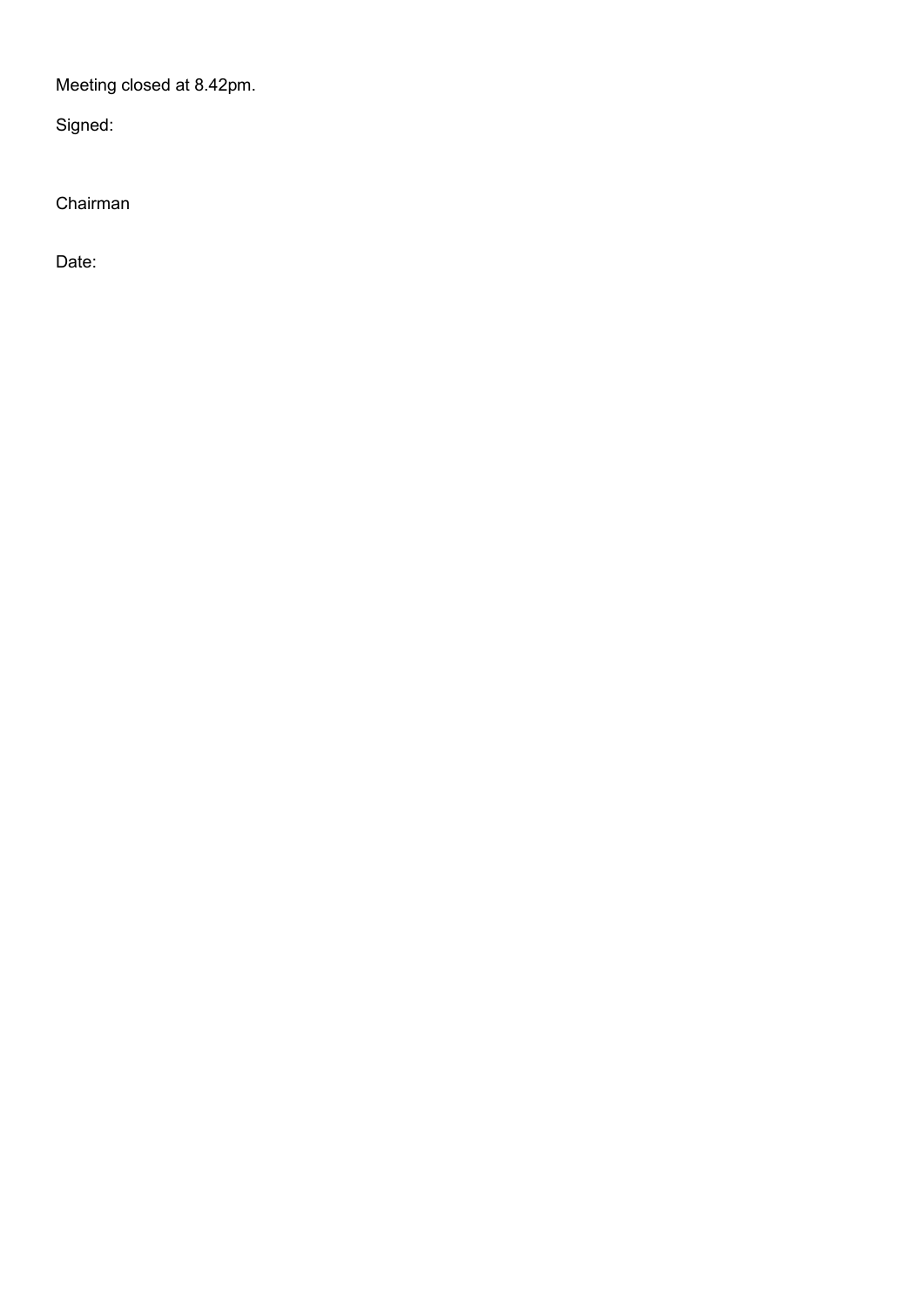Meeting closed at 8.42pm.

Signed:

Chairman

Date: